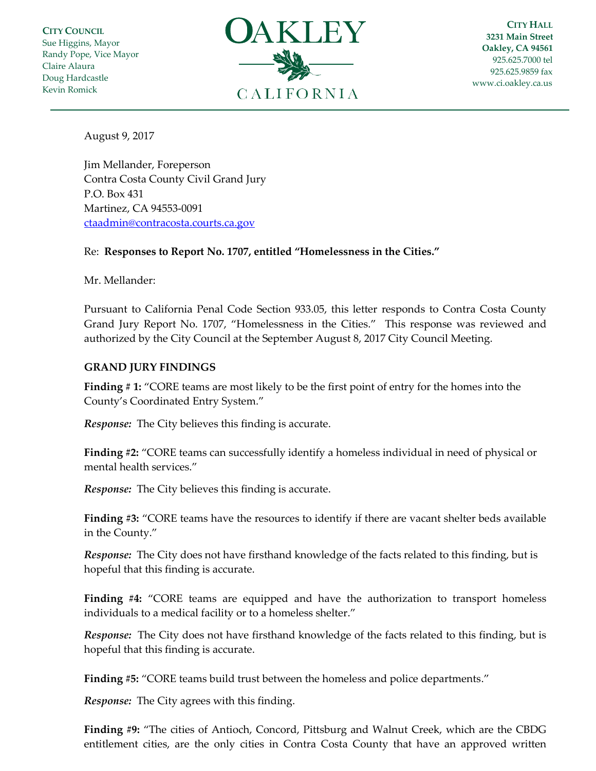**CITY COUNCIL**
Sue Higgins, Mayor
Randy Pope, Vice Mayor
Claire Alaura
Doug Hardcastle
Kevin Romick

# OAKLEY
CALIFORNIA

**CITY HALL**
**3231 Main Street**
**Oakley, CA 94561**
925.625.7000 tel
925.625.9859 fax
www.ci.oakley.ca.us

---

August 9, 2017

Jim Mellander, Foreperson
Contra Costa County Civil Grand Jury
P.O. Box 431
Martinez, CA 94553-0091
ctaadmin@contracosta.courts.ca.gov

Re: **Responses to Report No. 1707, entitled "Homelessness in the Cities."**

Mr. Mellander:

Pursuant to California Penal Code Section 933.05, this letter responds to Contra Costa County Grand Jury Report No. 1707, "Homelessness in the Cities." This response was reviewed and authorized by the City Council at the September August 8, 2017 City Council Meeting.

**GRAND JURY FINDINGS**

**Finding # 1:** "CORE teams are most likely to be the first point of entry for the homes into the County's Coordinated Entry System."

***Response:*** The City believes this finding is accurate.

**Finding #2:** "CORE teams can successfully identify a homeless individual in need of physical or mental health services."

***Response:*** The City believes this finding is accurate.

**Finding #3:** "CORE teams have the resources to identify if there are vacant shelter beds available in the County."

***Response:*** The City does not have firsthand knowledge of the facts related to this finding, but is hopeful that this finding is accurate.

**Finding #4:** "CORE teams are equipped and have the authorization to transport homeless individuals to a medical facility or to a homeless shelter."

***Response:*** The City does not have firsthand knowledge of the facts related to this finding, but is hopeful that this finding is accurate.

**Finding #5:** "CORE teams build trust between the homeless and police departments."

***Response:*** The City agrees with this finding.

**Finding #9:** "The cities of Antioch, Concord, Pittsburg and Walnut Creek, which are the CBDG entitlement cities, are the only cities in Contra Costa County that have an approved written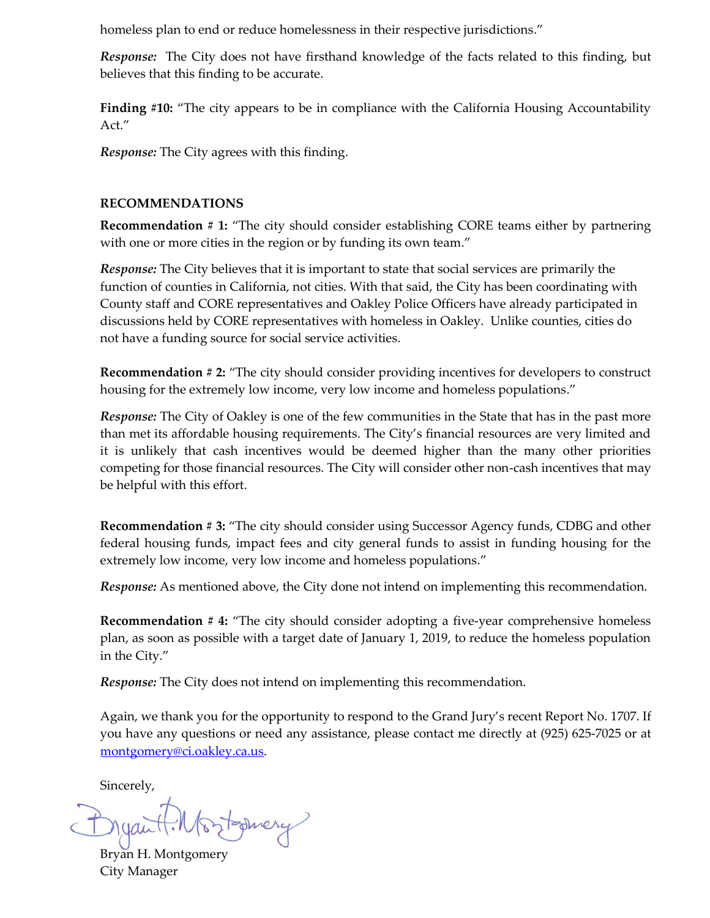homeless plan to end or reduce homelessness in their respective jurisdictions."

***Response:*** The City does not have firsthand knowledge of the facts related to this finding, but believes that this finding to be accurate.

**Finding #10:** "The city appears to be in compliance with the California Housing Accountability Act."

***Response:*** The City agrees with this finding.

**RECOMMENDATIONS**

**Recommendation # 1:** "The city should consider establishing CORE teams either by partnering with one or more cities in the region or by funding its own team."

***Response:*** The City believes that it is important to state that social services are primarily the function of counties in California, not cities. With that said, the City has been coordinating with County staff and CORE representatives and Oakley Police Officers have already participated in discussions held by CORE representatives with homeless in Oakley. Unlike counties, cities do not have a funding source for social service activities.

**Recommendation # 2:** "The city should consider providing incentives for developers to construct housing for the extremely low income, very low income and homeless populations."

***Response:*** The City of Oakley is one of the few communities in the State that has in the past more than met its affordable housing requirements. The City's financial resources are very limited and it is unlikely that cash incentives would be deemed higher than the many other priorities competing for those financial resources. The City will consider other non-cash incentives that may be helpful with this effort.

**Recommendation # 3:** "The city should consider using Successor Agency funds, CDBG and other federal housing funds, impact fees and city general funds to assist in funding housing for the extremely low income, very low income and homeless populations."

***Response:*** As mentioned above, the City done not intend on implementing this recommendation.

**Recommendation # 4:** "The city should consider adopting a five-year comprehensive homeless plan, as soon as possible with a target date of January 1, 2019, to reduce the homeless population in the City."

***Response:*** The City does not intend on implementing this recommendation.

Again, we thank you for the opportunity to respond to the Grand Jury's recent Report No. 1707. If you have any questions or need any assistance, please contact me directly at (925) 625-7025 or at montgomery@ci.oakley.ca.us.

Sincerely,

Bryan H. Montgomery
City Manager